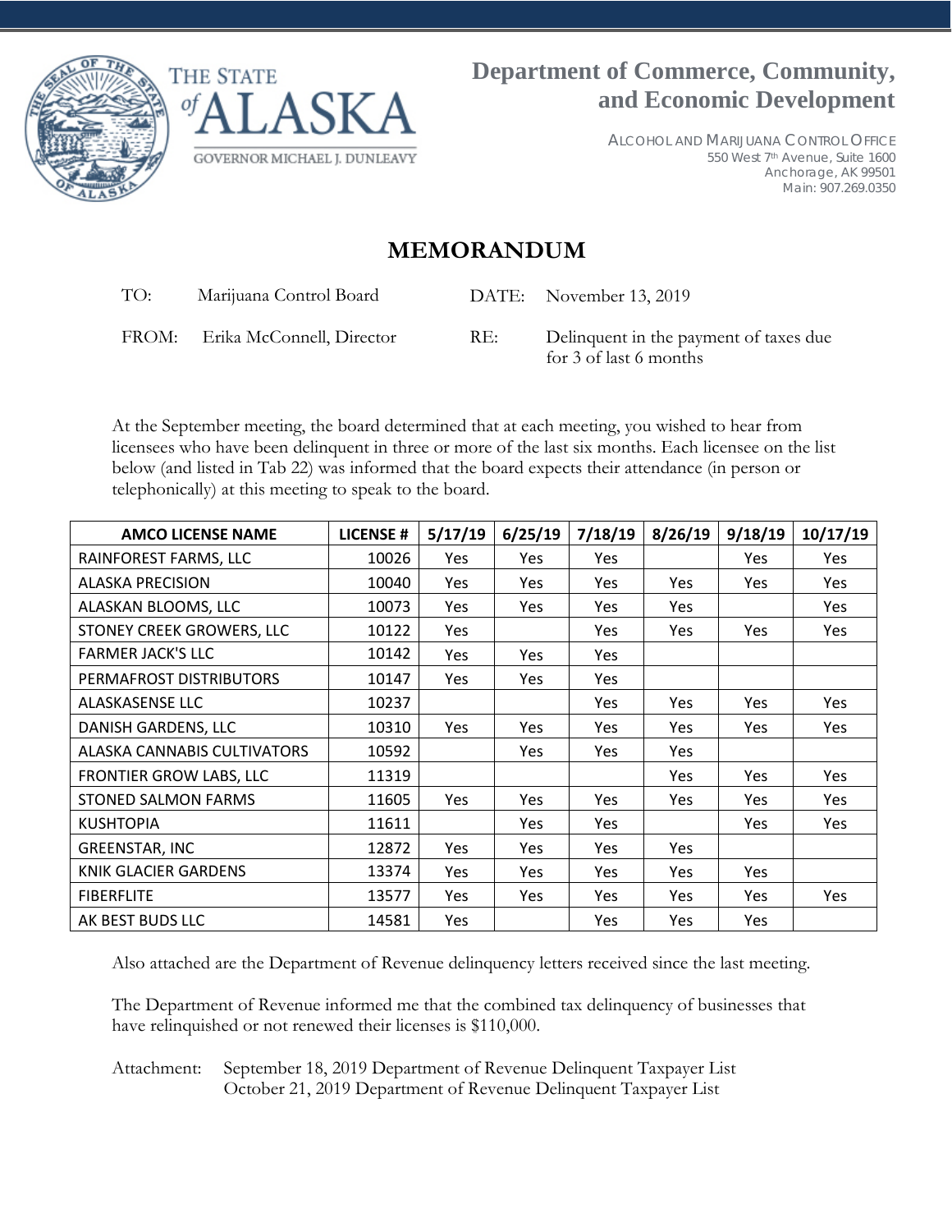THE STATE of ALASKA

GOVERNOR MICHAEL J. DUNLEAVY

**Department of Commerce, Community, and Economic Development**

ALCOHOL AND MARIJUANA CONTROL OFFICE
550 West 7th Avenue, Suite 1600
Anchorage, AK 99501
Main: 907.269.0350

# MEMORANDUM

TO: Marijuana Control Board

DATE: November 13, 2019

FROM: Erika McConnell, Director

RE: Delinquent in the payment of taxes due for 3 of last 6 months

At the September meeting, the board determined that at each meeting, you wished to hear from licensees who have been delinquent in three or more of the last six months. Each licensee on the list below (and listed in Tab 22) was informed that the board expects their attendance (in person or telephonically) at this meeting to speak to the board.

| AMCO LICENSE NAME | LICENSE # | 5/17/19 | 6/25/19 | 7/18/19 | 8/26/19 | 9/18/19 | 10/17/19 |
|---|---|---|---|---|---|---|---|
| RAINFOREST FARMS, LLC | 10026 | Yes | Yes | Yes | | Yes | Yes |
| ALASKA PRECISION | 10040 | Yes | Yes | Yes | Yes | Yes | Yes |
| ALASKAN BLOOMS, LLC | 10073 | Yes | Yes | Yes | Yes | | Yes |
| STONEY CREEK GROWERS, LLC | 10122 | Yes | | Yes | Yes | Yes | Yes |
| FARMER JACK'S LLC | 10142 | Yes | Yes | Yes | | | |
| PERMAFROST DISTRIBUTORS | 10147 | Yes | Yes | Yes | | | |
| ALASKASENSE LLC | 10237 | | | Yes | Yes | Yes | Yes |
| DANISH GARDENS, LLC | 10310 | Yes | Yes | Yes | Yes | Yes | Yes |
| ALASKA CANNABIS CULTIVATORS | 10592 | | Yes | Yes | Yes | | |
| FRONTIER GROW LABS, LLC | 11319 | | | | Yes | Yes | Yes |
| STONED SALMON FARMS | 11605 | Yes | Yes | Yes | Yes | Yes | Yes |
| KUSHTOPIA | 11611 | | Yes | Yes | | Yes | Yes |
| GREENSTAR, INC | 12872 | Yes | Yes | Yes | Yes | | |
| KNIK GLACIER GARDENS | 13374 | Yes | Yes | Yes | Yes | Yes | |
| FIBERFLITE | 13577 | Yes | Yes | Yes | Yes | Yes | Yes |
| AK BEST BUDS LLC | 14581 | Yes | | Yes | Yes | Yes | |

Also attached are the Department of Revenue delinquency letters received since the last meeting.

The Department of Revenue informed me that the combined tax delinquency of businesses that have relinquished or not renewed their licenses is $110,000.

Attachment: September 18, 2019 Department of Revenue Delinquent Taxpayer List
October 21, 2019 Department of Revenue Delinquent Taxpayer List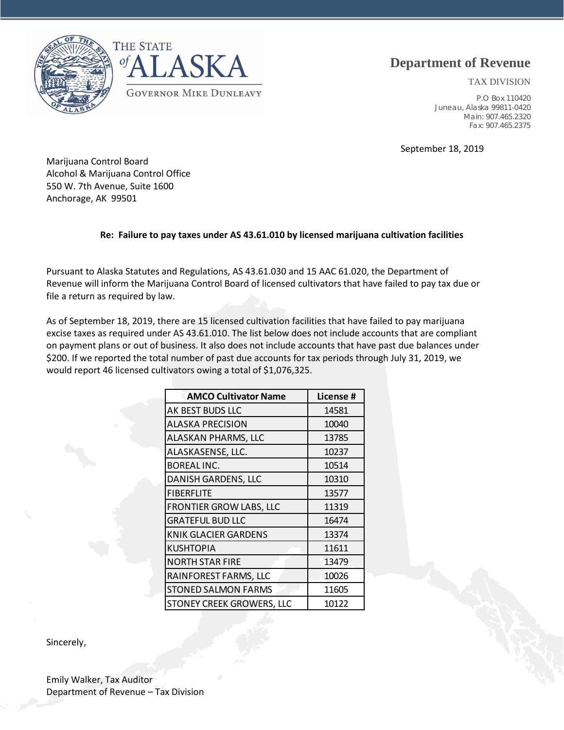THE STATE of ALASKA

GOVERNOR MIKE DUNLEAVY

**Department of Revenue**

TAX DIVISION

P.O Box 110420
Juneau, Alaska 99811-0420
Main: 907.465.2320
Fax: 907.465.2375

September 18, 2019

Marijuana Control Board
Alcohol & Marijuana Control Office
550 W. 7th Avenue, Suite 1600
Anchorage, AK 99501

**Re: Failure to pay taxes under AS 43.61.010 by licensed marijuana cultivation facilities**

Pursuant to Alaska Statutes and Regulations, AS 43.61.030 and 15 AAC 61.020, the Department of Revenue will inform the Marijuana Control Board of licensed cultivators that have failed to pay tax due or file a return as required by law.

As of September 18, 2019, there are 15 licensed cultivation facilities that have failed to pay marijuana excise taxes as required under AS 43.61.010. The list below does not include accounts that are compliant on payment plans or out of business. It also does not include accounts that have past due balances under $200. If we reported the total number of past due accounts for tax periods through July 31, 2019, we would report 46 licensed cultivators owing a total of $1,076,325.

| AMCO Cultivator Name | License # |
|---|---|
| AK BEST BUDS LLC | 14581 |
| ALASKA PRECISION | 10040 |
| ALASKAN PHARMS, LLC | 13785 |
| ALASKASENSE, LLC. | 10237 |
| BOREAL INC. | 10514 |
| DANISH GARDENS, LLC | 10310 |
| FIBERFLITE | 13577 |
| FRONTIER GROW LABS, LLC | 11319 |
| GRATEFUL BUD LLC | 16474 |
| KNIK GLACIER GARDENS | 13374 |
| KUSHTOPIA | 11611 |
| NORTH STAR FIRE | 13479 |
| RAINFOREST FARMS, LLC | 10026 |
| STONED SALMON FARMS | 11605 |
| STONEY CREEK GROWERS, LLC | 10122 |

Sincerely,

Emily Walker, Tax Auditor
Department of Revenue – Tax Division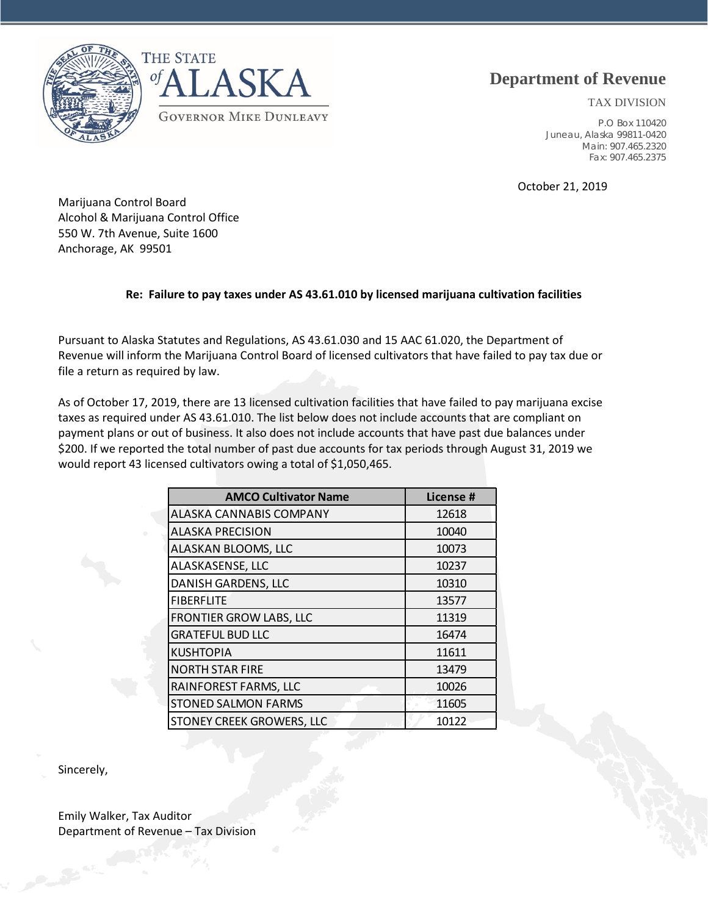THE STATE of ALASKA

GOVERNOR MIKE DUNLEAVY

# Department of Revenue

TAX DIVISION

P.O Box 110420
Juneau, Alaska 99811-0420
Main: 907.465.2320
Fax: 907.465.2375

October 21, 2019

Marijuana Control Board
Alcohol & Marijuana Control Office
550 W. 7th Avenue, Suite 1600
Anchorage, AK 99501

**Re: Failure to pay taxes under AS 43.61.010 by licensed marijuana cultivation facilities**

Pursuant to Alaska Statutes and Regulations, AS 43.61.030 and 15 AAC 61.020, the Department of Revenue will inform the Marijuana Control Board of licensed cultivators that have failed to pay tax due or file a return as required by law.

As of October 17, 2019, there are 13 licensed cultivation facilities that have failed to pay marijuana excise taxes as required under AS 43.61.010. The list below does not include accounts that are compliant on payment plans or out of business. It also does not include accounts that have past due balances under $200. If we reported the total number of past due accounts for tax periods through August 31, 2019 we would report 43 licensed cultivators owing a total of $1,050,465.

| AMCO Cultivator Name | License # |
|---|---|
| ALASKA CANNABIS COMPANY | 12618 |
| ALASKA PRECISION | 10040 |
| ALASKAN BLOOMS, LLC | 10073 |
| ALASKASENSE, LLC | 10237 |
| DANISH GARDENS, LLC | 10310 |
| FIBERFLITE | 13577 |
| FRONTIER GROW LABS, LLC | 11319 |
| GRATEFUL BUD LLC | 16474 |
| KUSHTOPIA | 11611 |
| NORTH STAR FIRE | 13479 |
| RAINFOREST FARMS, LLC | 10026 |
| STONED SALMON FARMS | 11605 |
| STONEY CREEK GROWERS, LLC | 10122 |

Sincerely,

Emily Walker, Tax Auditor
Department of Revenue – Tax Division